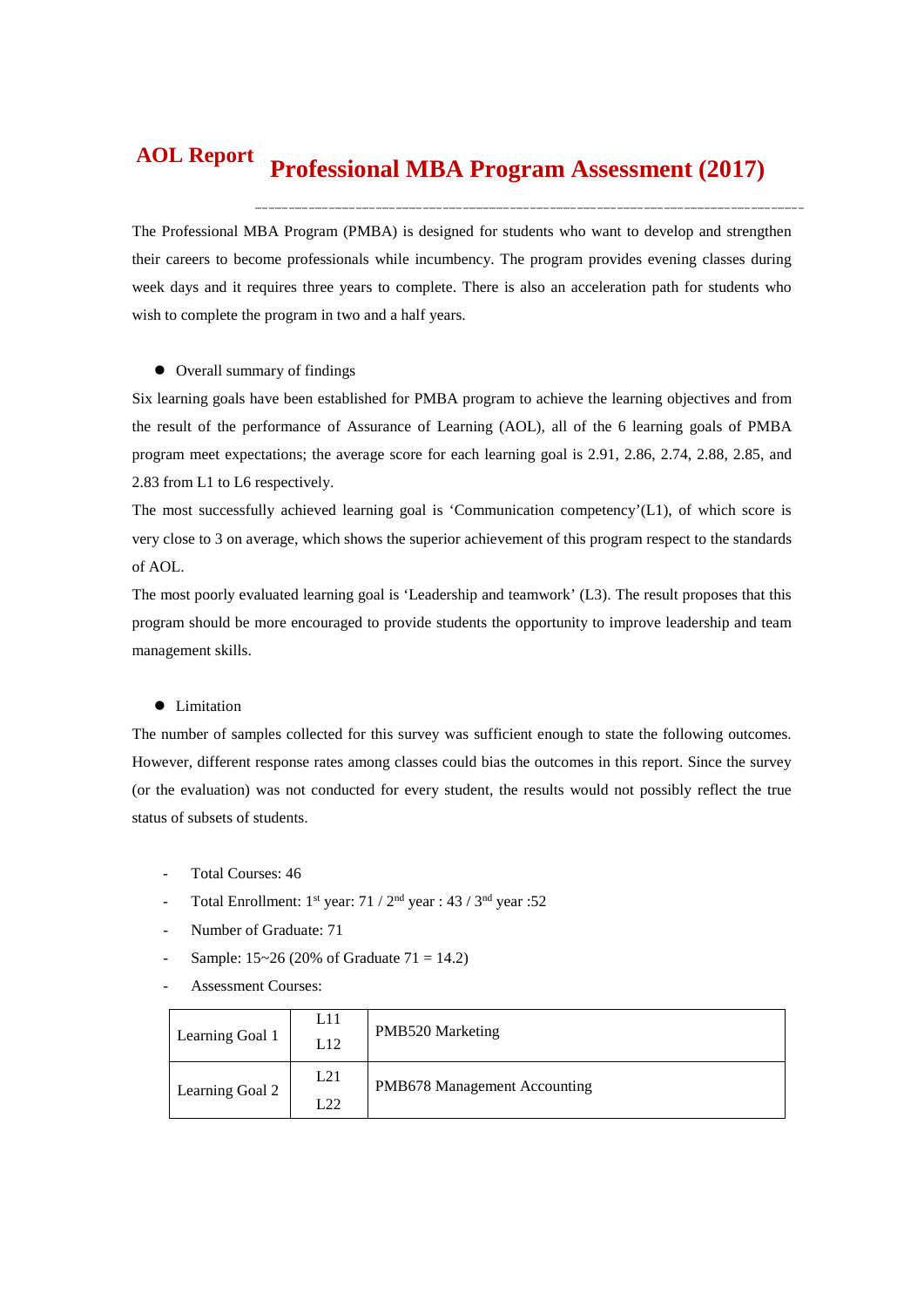# AOL Report Professional MBA Program Assessment (2017)

The Professional MBA Program (PMBA) is designed for students who want to develop and strengthen their careers to become professionals while incumbency. The program provides evening classes during week days and it requires three years to complete. There is also an acceleration path for students who wish to complete the program in two and a half years.

- Overall summary of findings

Six learning goals have been established for PMBA program to achieve the learning objectives and from the result of the performance of Assurance of Learning (AOL), all of the 6 learning goals of PMBA program meet expectations; the average score for each learning goal is 2.91, 2.86, 2.74, 2.88, 2.85, and 2.83 from L1 to L6 respectively.

The most successfully achieved learning goal is 'Communication competency'(L1), of which score is very close to 3 on average, which shows the superior achievement of this program respect to the standards of AOL.

The most poorly evaluated learning goal is 'Leadership and teamwork' (L3). The result proposes that this program should be more encouraged to provide students the opportunity to improve leadership and team management skills.

- Limitation

The number of samples collected for this survey was sufficient enough to state the following outcomes. However, different response rates among classes could bias the outcomes in this report. Since the survey (or the evaluation) was not conducted for every student, the results would not possibly reflect the true status of subsets of students.

- Total Courses: 46
- Total Enrollment: 1st year: 71 / 2nd year : 43 / 3rd year :52
- Number of Graduate: 71
- Sample: 15~26 (20% of Graduate 71 = 14.2)
- Assessment Courses:

| Learning Goal | Objective | Course |
|---|---|---|
| Learning Goal 1 | L11<br>L12 | PMB520 Marketing |
| Learning Goal 2 | L21<br>L22 | PMB678 Management Accounting |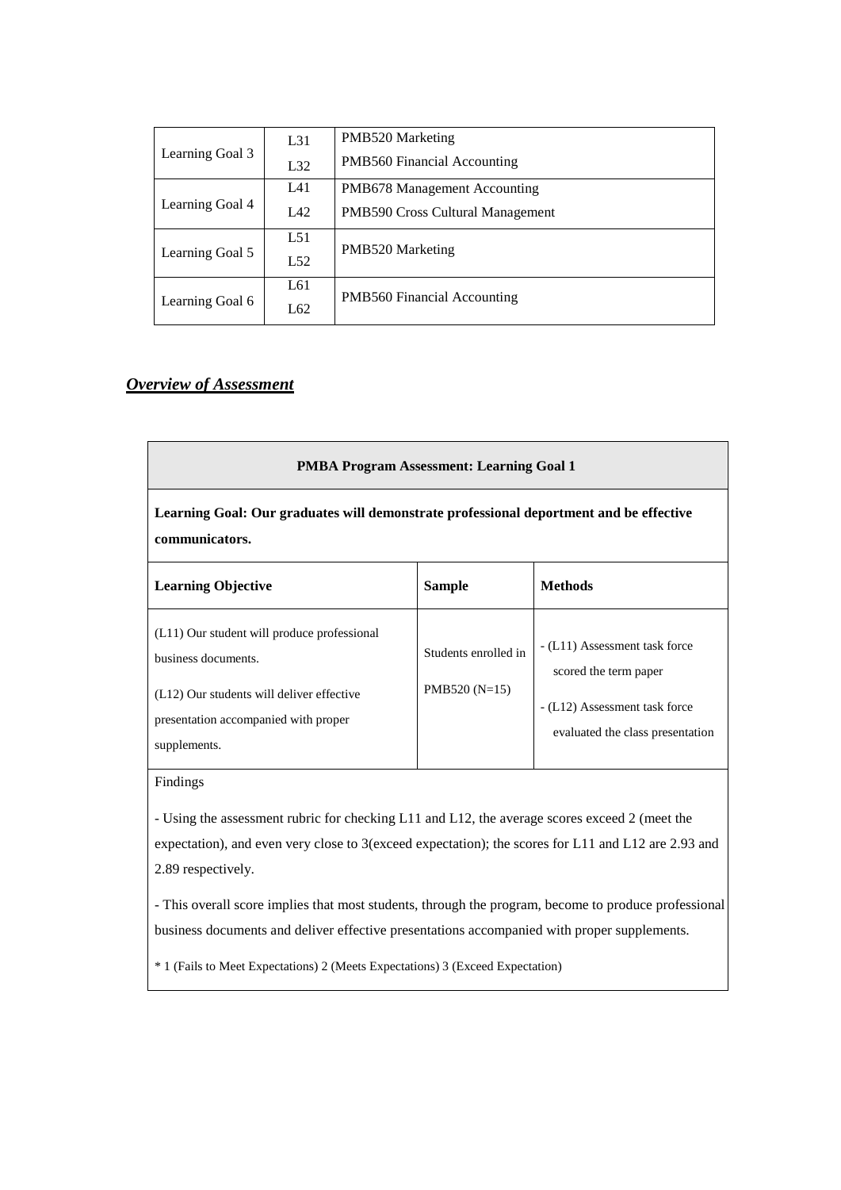| | | |
|---|---|---|
| Learning Goal 3 | L31 | PMB520 Marketing |
| | L32 | PMB560 Financial Accounting |
| Learning Goal 4 | L41 | PMB678 Management Accounting |
| | L42 | PMB590 Cross Cultural Management |
| Learning Goal 5 | L51<br>L52 | PMB520 Marketing |
| Learning Goal 6 | L61<br>L62 | PMB560 Financial Accounting |

## ***Overview of Assessment***

| **PMBA Program Assessment: Learning Goal 1** | | |
|---|---|---|
| **Learning Goal: Our graduates will demonstrate professional deportment and be effective communicators.** | | |
| **Learning Objective** | **Sample** | **Methods** |
| (L11) Our student will produce professional business documents.<br><br>(L12) Our students will deliver effective presentation accompanied with proper supplements. | Students enrolled in PMB520 (N=15) | - (L11) Assessment task force scored the term paper<br><br>- (L12) Assessment task force evaluated the class presentation |
| Findings<br><br>- Using the assessment rubric for checking L11 and L12, the average scores exceed 2 (meet the expectation), and even very close to 3(exceed expectation); the scores for L11 and L12 are 2.93 and 2.89 respectively.<br><br>- This overall score implies that most students, through the program, become to produce professional business documents and deliver effective presentations accompanied with proper supplements.<br><br>* 1 (Fails to Meet Expectations) 2 (Meets Expectations) 3 (Exceed Expectation) | | |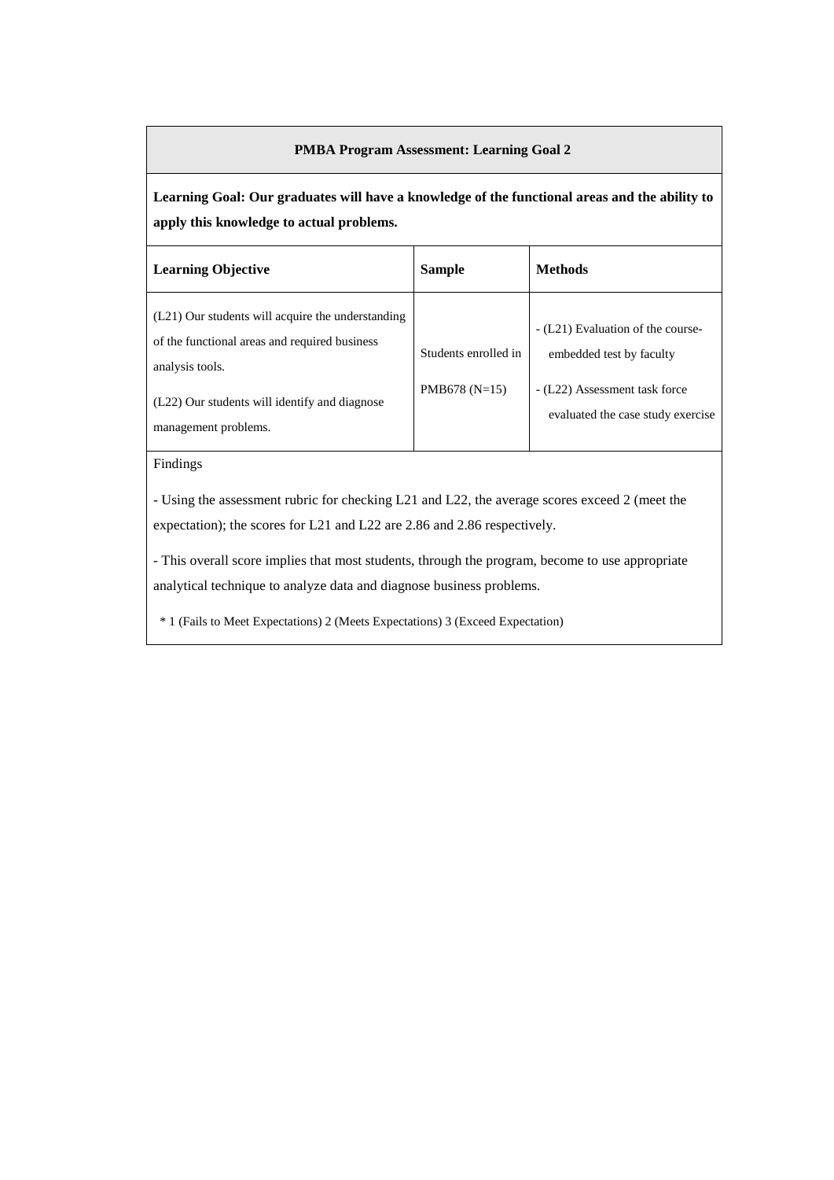**PMBA Program Assessment: Learning Goal 2**

**Learning Goal: Our graduates will have a knowledge of the functional areas and the ability to apply this knowledge to actual problems.**

| Learning Objective | Sample | Methods |
|---|---|---|
| (L21) Our students will acquire the understanding of the functional areas and required business analysis tools.<br><br>(L22) Our students will identify and diagnose management problems. | Students enrolled in PMB678 (N=15) | - (L21) Evaluation of the course-embedded test by faculty<br><br>- (L22) Assessment task force evaluated the case study exercise |

Findings

- Using the assessment rubric for checking L21 and L22, the average scores exceed 2 (meet the expectation); the scores for L21 and L22 are 2.86 and 2.86 respectively.

- This overall score implies that most students, through the program, become to use appropriate analytical technique to analyze data and diagnose business problems.

\* 1 (Fails to Meet Expectations) 2 (Meets Expectations) 3 (Exceed Expectation)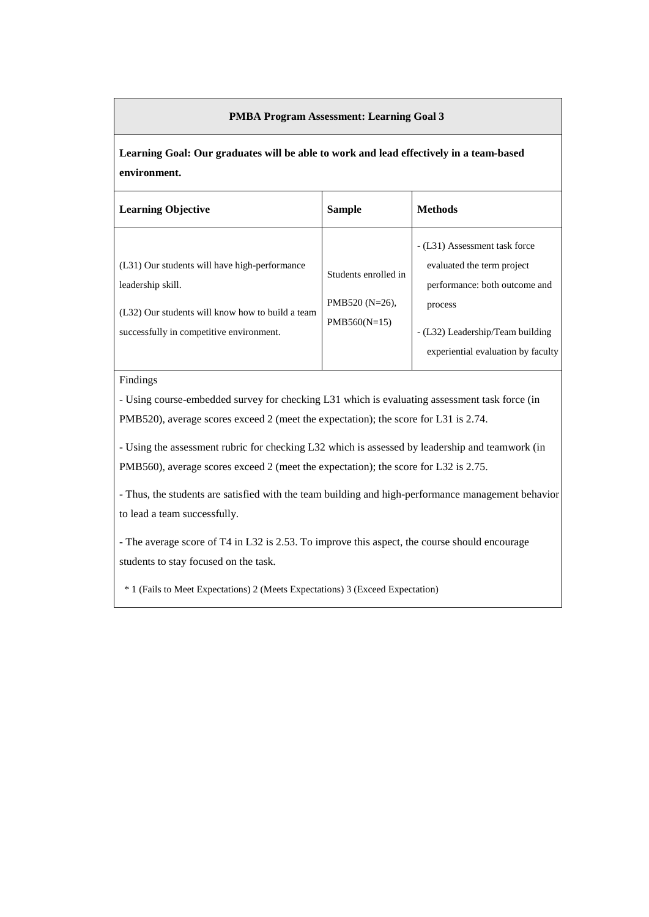**PMBA Program Assessment: Learning Goal 3**

**Learning Goal: Our graduates will be able to work and lead effectively in a team-based environment.**

| Learning Objective | Sample | Methods |
|---|---|---|
| (L31) Our students will have high-performance leadership skill.<br>(L32) Our students will know how to build a team successfully in competitive environment. | Students enrolled in PMB520 (N=26), PMB560(N=15) | - (L31) Assessment task force evaluated the term project performance: both outcome and process<br>- (L32) Leadership/Team building experiential evaluation by faculty |

Findings

- Using course-embedded survey for checking L31 which is evaluating assessment task force (in PMB520), average scores exceed 2 (meet the expectation); the score for L31 is 2.74.

- Using the assessment rubric for checking L32 which is assessed by leadership and teamwork (in PMB560), average scores exceed 2 (meet the expectation); the score for L32 is 2.75.

- Thus, the students are satisfied with the team building and high-performance management behavior to lead a team successfully.

- The average score of T4 in L32 is 2.53. To improve this aspect, the course should encourage students to stay focused on the task.

\* 1 (Fails to Meet Expectations) 2 (Meets Expectations) 3 (Exceed Expectation)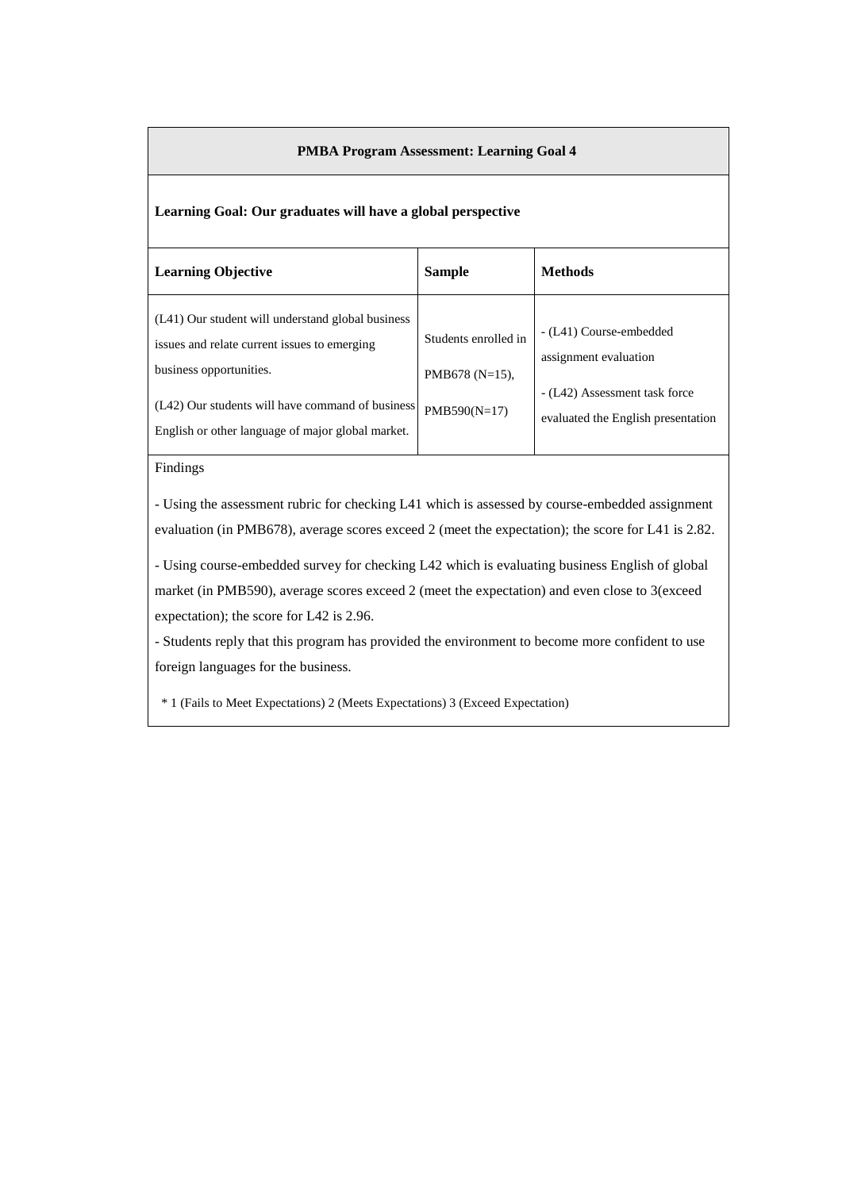| **PMBA Program Assessment: Learning Goal 4** | | |
|---|---|---|
| **Learning Goal: Our graduates will have a global perspective** | | |
| **Learning Objective** | **Sample** | **Methods** |
| (L41) Our student will understand global business issues and relate current issues to emerging business opportunities.<br><br>(L42) Our students will have command of business English or other language of major global market. | Students enrolled in PMB678 (N=15), PMB590(N=17) | - (L41) Course-embedded assignment evaluation<br><br>- (L42) Assessment task force evaluated the English presentation |

Findings

- Using the assessment rubric for checking L41 which is assessed by course-embedded assignment evaluation (in PMB678), average scores exceed 2 (meet the expectation); the score for L41 is 2.82.

- Using course-embedded survey for checking L42 which is evaluating business English of global market (in PMB590), average scores exceed 2 (meet the expectation) and even close to 3(exceed expectation); the score for L42 is 2.96.

- Students reply that this program has provided the environment to become more confident to use foreign languages for the business.

\* 1 (Fails to Meet Expectations) 2 (Meets Expectations) 3 (Exceed Expectation)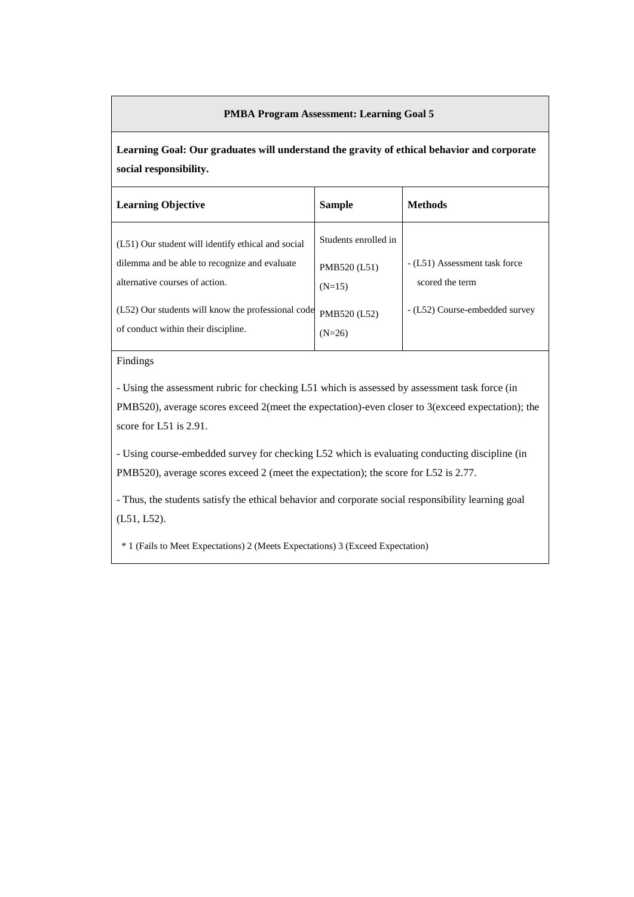**PMBA Program Assessment: Learning Goal 5**

**Learning Goal: Our graduates will understand the gravity of ethical behavior and corporate social responsibility.**

| **Learning Objective** | **Sample** | **Methods** |
|---|---|---|
| (L51) Our student will identify ethical and social dilemma and be able to recognize and evaluate alternative courses of action.<br><br>(L52) Our students will know the professional code of conduct within their discipline. | Students enrolled in<br><br>PMB520 (L51)<br>(N=15)<br><br>PMB520 (L52)<br>(N=26) | - (L51) Assessment task force scored the term<br><br>- (L52) Course-embedded survey |

Findings

- Using the assessment rubric for checking L51 which is assessed by assessment task force (in PMB520), average scores exceed 2(meet the expectation)-even closer to 3(exceed expectation); the score for L51 is 2.91.

- Using course-embedded survey for checking L52 which is evaluating conducting discipline (in PMB520), average scores exceed 2 (meet the expectation); the score for L52 is 2.77.

- Thus, the students satisfy the ethical behavior and corporate social responsibility learning goal (L51, L52).

\* 1 (Fails to Meet Expectations) 2 (Meets Expectations) 3 (Exceed Expectation)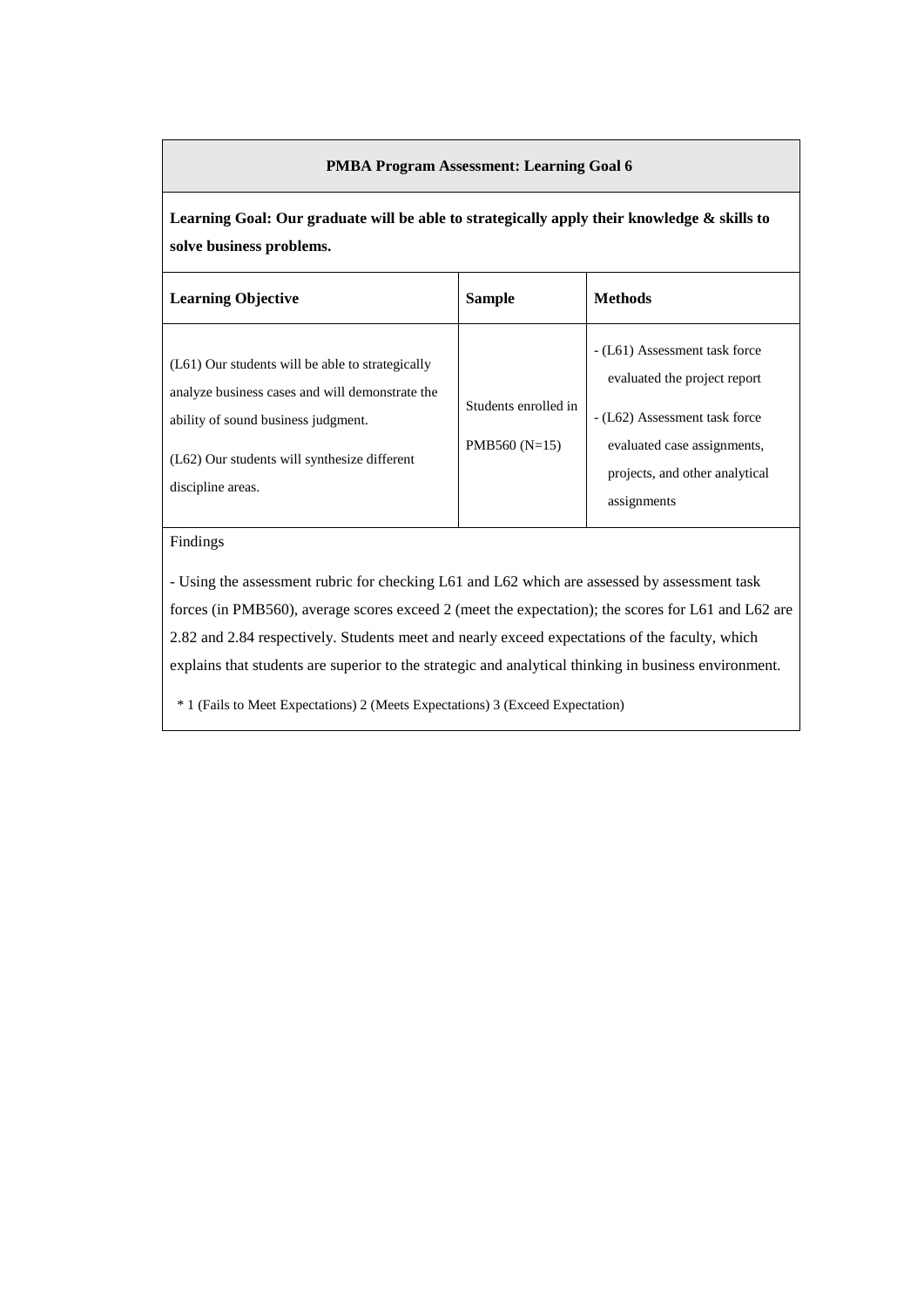**PMBA Program Assessment: Learning Goal 6**

**Learning Goal: Our graduate will be able to strategically apply their knowledge & skills to solve business problems.**

| **Learning Objective** | **Sample** | **Methods** |
| --- | --- | --- |
| (L61) Our students will be able to strategically analyze business cases and will demonstrate the ability of sound business judgment.<br><br>(L62) Our students will synthesize different discipline areas. | Students enrolled in PMB560 (N=15) | - (L61) Assessment task force evaluated the project report<br>- (L62) Assessment task force evaluated case assignments, projects, and other analytical assignments |

Findings

- Using the assessment rubric for checking L61 and L62 which are assessed by assessment task forces (in PMB560), average scores exceed 2 (meet the expectation); the scores for L61 and L62 are 2.82 and 2.84 respectively. Students meet and nearly exceed expectations of the faculty, which explains that students are superior to the strategic and analytical thinking in business environment.

\* 1 (Fails to Meet Expectations) 2 (Meets Expectations) 3 (Exceed Expectation)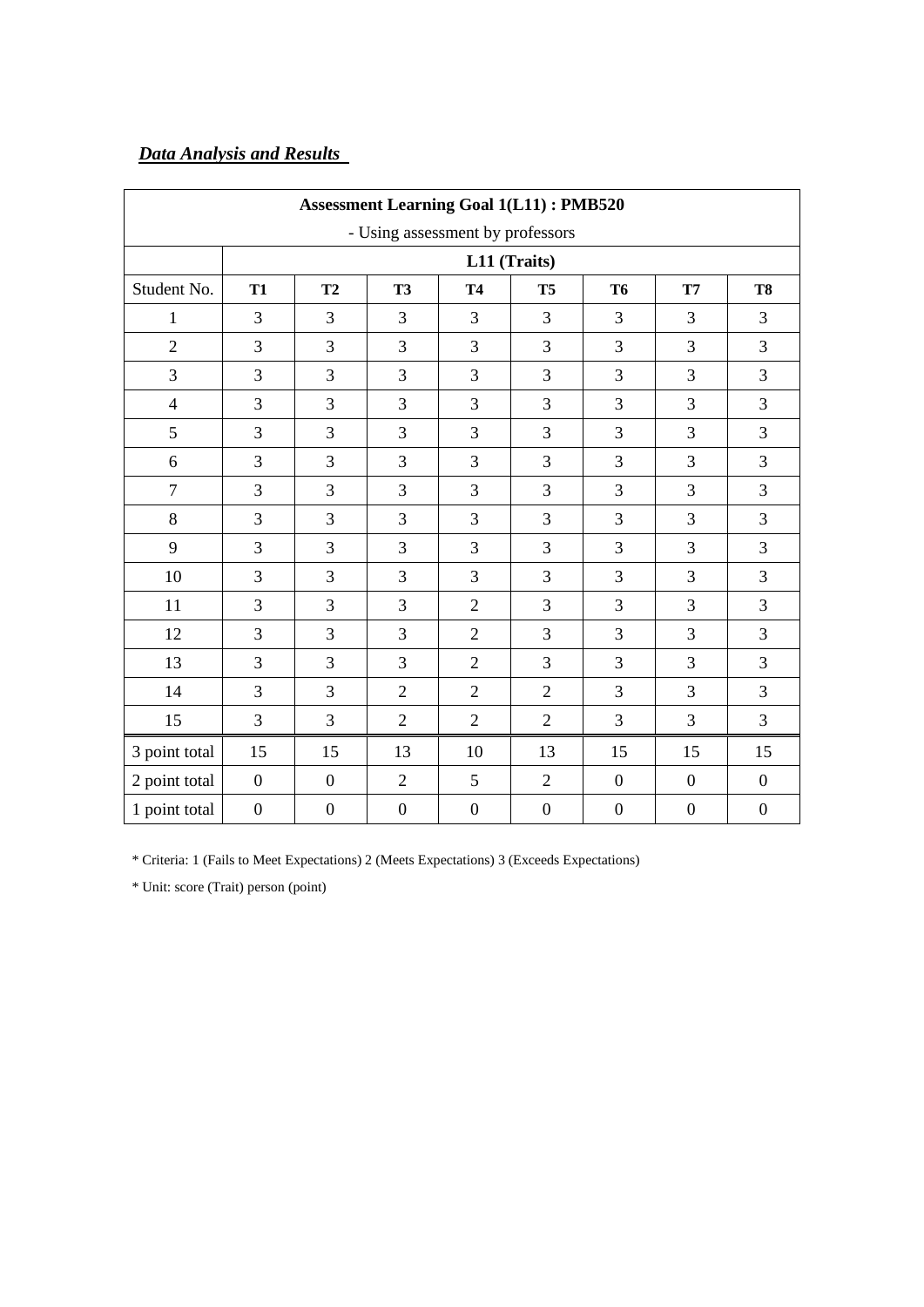***Data Analysis and Results***

| **Assessment Learning Goal 1(L11) : PMB520** | | | | | | | | |
|---|---|---|---|---|---|---|---|---|
| - Using assessment by professors | | | | | | | | |
| | **L11 (Traits)** | | | | | | | |
| Student No. | **T1** | **T2** | **T3** | **T4** | **T5** | **T6** | **T7** | **T8** |
| 1 | 3 | 3 | 3 | 3 | 3 | 3 | 3 | 3 |
| 2 | 3 | 3 | 3 | 3 | 3 | 3 | 3 | 3 |
| 3 | 3 | 3 | 3 | 3 | 3 | 3 | 3 | 3 |
| 4 | 3 | 3 | 3 | 3 | 3 | 3 | 3 | 3 |
| 5 | 3 | 3 | 3 | 3 | 3 | 3 | 3 | 3 |
| 6 | 3 | 3 | 3 | 3 | 3 | 3 | 3 | 3 |
| 7 | 3 | 3 | 3 | 3 | 3 | 3 | 3 | 3 |
| 8 | 3 | 3 | 3 | 3 | 3 | 3 | 3 | 3 |
| 9 | 3 | 3 | 3 | 3 | 3 | 3 | 3 | 3 |
| 10 | 3 | 3 | 3 | 3 | 3 | 3 | 3 | 3 |
| 11 | 3 | 3 | 3 | 2 | 3 | 3 | 3 | 3 |
| 12 | 3 | 3 | 3 | 2 | 3 | 3 | 3 | 3 |
| 13 | 3 | 3 | 3 | 2 | 3 | 3 | 3 | 3 |
| 14 | 3 | 3 | 2 | 2 | 2 | 3 | 3 | 3 |
| 15 | 3 | 3 | 2 | 2 | 2 | 3 | 3 | 3 |
| 3 point total | 15 | 15 | 13 | 10 | 13 | 15 | 15 | 15 |
| 2 point total | 0 | 0 | 2 | 5 | 2 | 0 | 0 | 0 |
| 1 point total | 0 | 0 | 0 | 0 | 0 | 0 | 0 | 0 |

* Criteria: 1 (Fails to Meet Expectations) 2 (Meets Expectations) 3 (Exceeds Expectations)

* Unit: score (Trait) person (point)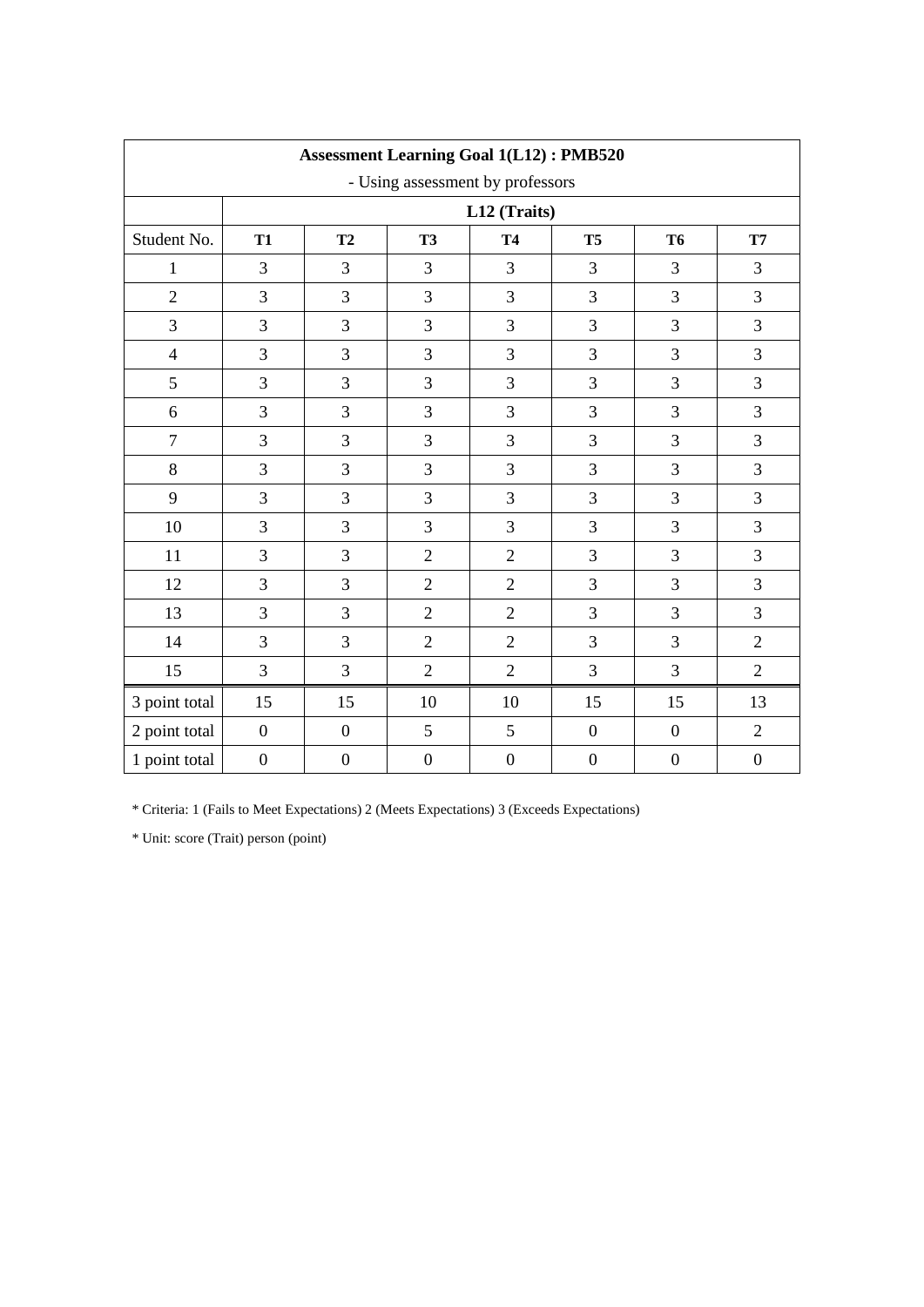| Assessment Learning Goal 1(L12) : PMB520 | | | | | | | |
|---|---|---|---|---|---|---|---|
| - Using assessment by professors | | | | | | | |
| | **L12 (Traits)** | | | | | | |
| Student No. | **T1** | **T2** | **T3** | **T4** | **T5** | **T6** | **T7** |
| 1 | 3 | 3 | 3 | 3 | 3 | 3 | 3 |
| 2 | 3 | 3 | 3 | 3 | 3 | 3 | 3 |
| 3 | 3 | 3 | 3 | 3 | 3 | 3 | 3 |
| 4 | 3 | 3 | 3 | 3 | 3 | 3 | 3 |
| 5 | 3 | 3 | 3 | 3 | 3 | 3 | 3 |
| 6 | 3 | 3 | 3 | 3 | 3 | 3 | 3 |
| 7 | 3 | 3 | 3 | 3 | 3 | 3 | 3 |
| 8 | 3 | 3 | 3 | 3 | 3 | 3 | 3 |
| 9 | 3 | 3 | 3 | 3 | 3 | 3 | 3 |
| 10 | 3 | 3 | 3 | 3 | 3 | 3 | 3 |
| 11 | 3 | 3 | 2 | 2 | 3 | 3 | 3 |
| 12 | 3 | 3 | 2 | 2 | 3 | 3 | 3 |
| 13 | 3 | 3 | 2 | 2 | 3 | 3 | 3 |
| 14 | 3 | 3 | 2 | 2 | 3 | 3 | 2 |
| 15 | 3 | 3 | 2 | 2 | 3 | 3 | 2 |
| 3 point total | 15 | 15 | 10 | 10 | 15 | 15 | 13 |
| 2 point total | 0 | 0 | 5 | 5 | 0 | 0 | 2 |
| 1 point total | 0 | 0 | 0 | 0 | 0 | 0 | 0 |

* Criteria: 1 (Fails to Meet Expectations) 2 (Meets Expectations) 3 (Exceeds Expectations)

* Unit: score (Trait) person (point)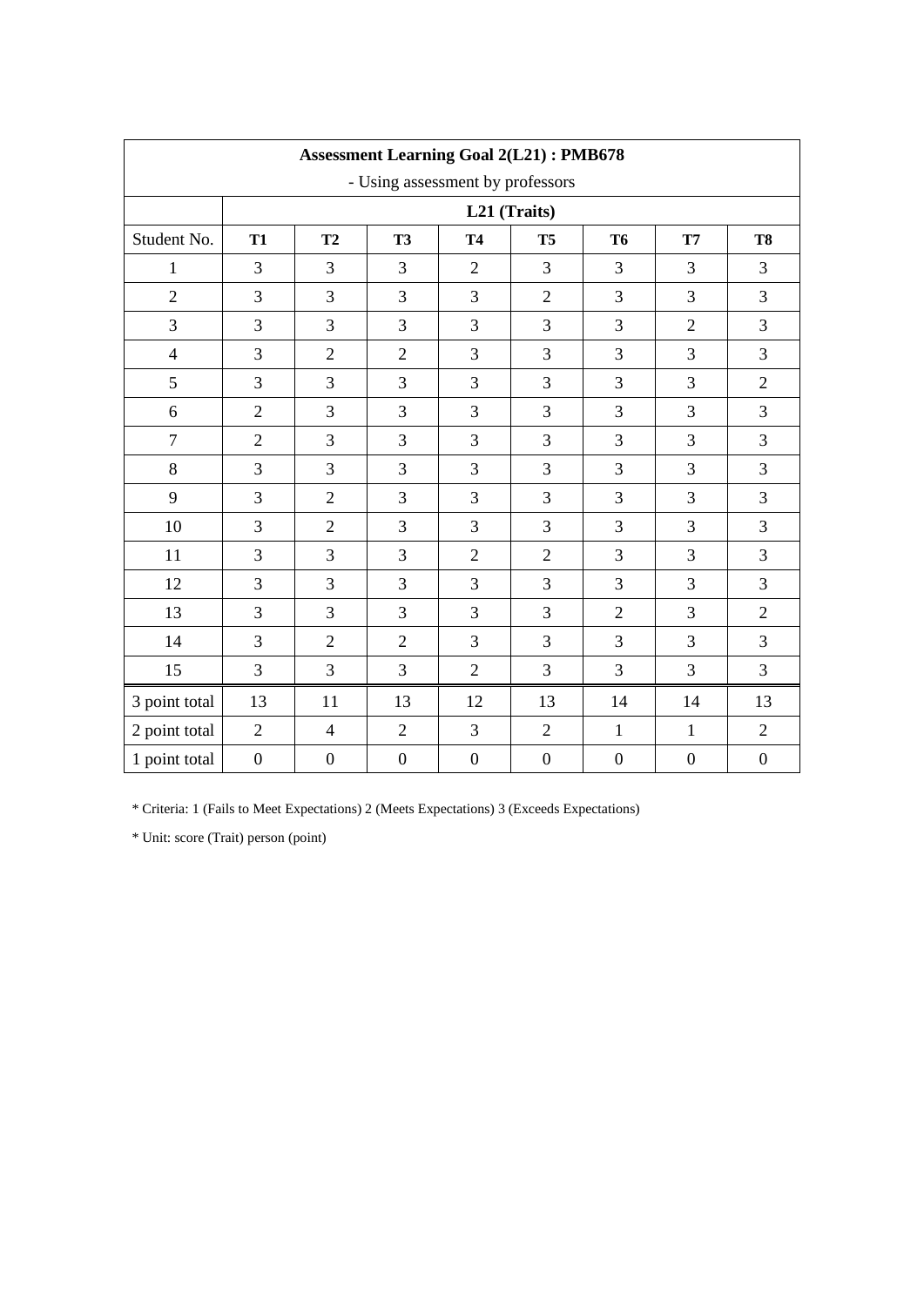| Assessment Learning Goal 2(L21) : PMB678<br>- Using assessment by professors | | | | | | | | |
|---|---|---|---|---|---|---|---|---|
| | L21 (Traits) | | | | | | | |
| Student No. | **T1** | **T2** | **T3** | **T4** | **T5** | **T6** | **T7** | **T8** |
| 1 | 3 | 3 | 3 | 2 | 3 | 3 | 3 | 3 |
| 2 | 3 | 3 | 3 | 3 | 2 | 3 | 3 | 3 |
| 3 | 3 | 3 | 3 | 3 | 3 | 3 | 2 | 3 |
| 4 | 3 | 2 | 2 | 3 | 3 | 3 | 3 | 3 |
| 5 | 3 | 3 | 3 | 3 | 3 | 3 | 3 | 2 |
| 6 | 2 | 3 | 3 | 3 | 3 | 3 | 3 | 3 |
| 7 | 2 | 3 | 3 | 3 | 3 | 3 | 3 | 3 |
| 8 | 3 | 3 | 3 | 3 | 3 | 3 | 3 | 3 |
| 9 | 3 | 2 | 3 | 3 | 3 | 3 | 3 | 3 |
| 10 | 3 | 2 | 3 | 3 | 3 | 3 | 3 | 3 |
| 11 | 3 | 3 | 3 | 2 | 2 | 3 | 3 | 3 |
| 12 | 3 | 3 | 3 | 3 | 3 | 3 | 3 | 3 |
| 13 | 3 | 3 | 3 | 3 | 3 | 2 | 3 | 2 |
| 14 | 3 | 2 | 2 | 3 | 3 | 3 | 3 | 3 |
| 15 | 3 | 3 | 3 | 2 | 3 | 3 | 3 | 3 |
| 3 point total | 13 | 11 | 13 | 12 | 13 | 14 | 14 | 13 |
| 2 point total | 2 | 4 | 2 | 3 | 2 | 1 | 1 | 2 |
| 1 point total | 0 | 0 | 0 | 0 | 0 | 0 | 0 | 0 |

* Criteria: 1 (Fails to Meet Expectations) 2 (Meets Expectations) 3 (Exceeds Expectations)

* Unit: score (Trait) person (point)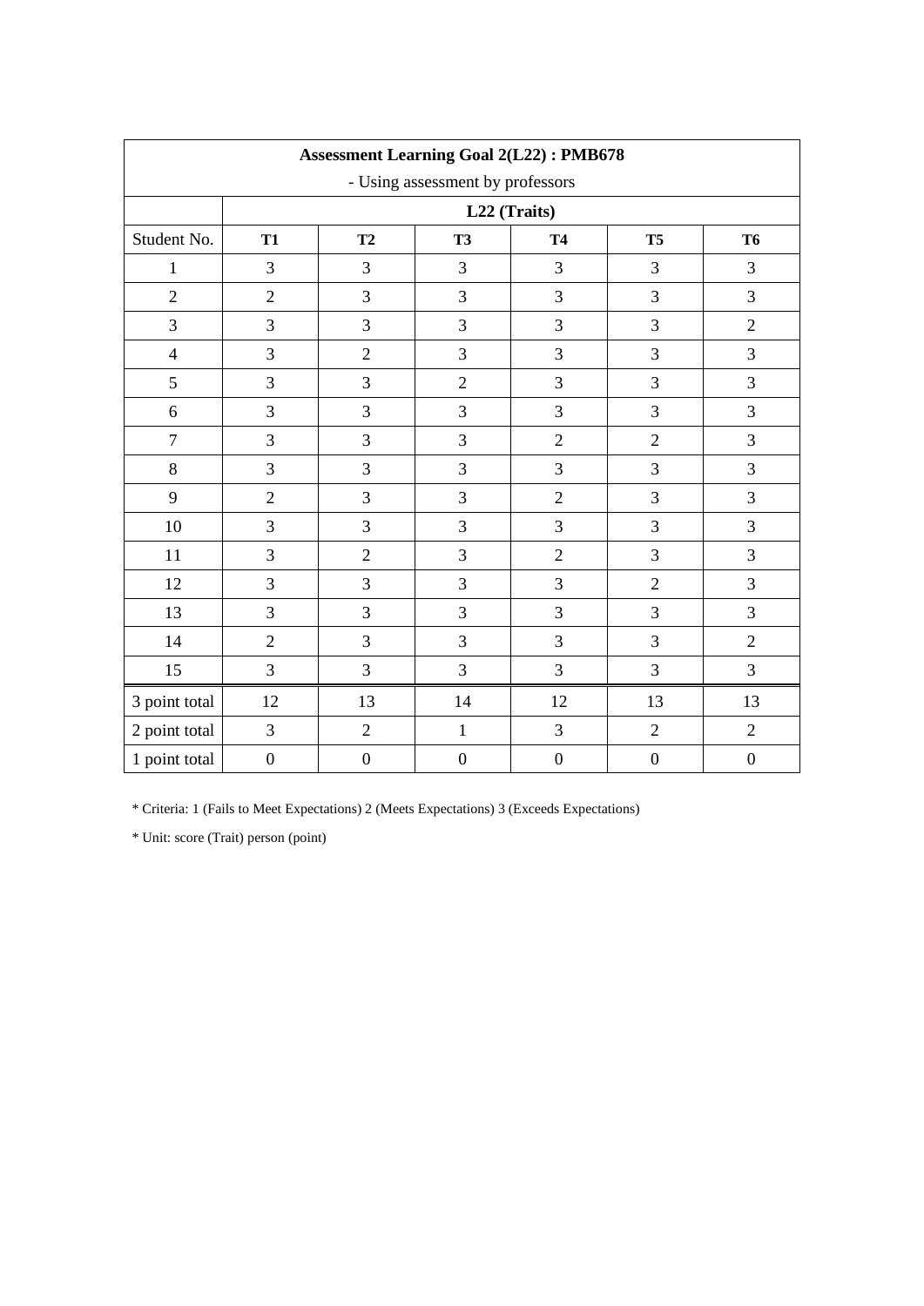| Assessment Learning Goal 2(L22) : PMB678 | | | | | | |
|---|---|---|---|---|---|---|
| - Using assessment by professors | | | | | | |
| | **L22 (Traits)** | | | | | |
| Student No. | **T1** | **T2** | **T3** | **T4** | **T5** | **T6** |
| 1 | 3 | 3 | 3 | 3 | 3 | 3 |
| 2 | 2 | 3 | 3 | 3 | 3 | 3 |
| 3 | 3 | 3 | 3 | 3 | 3 | 2 |
| 4 | 3 | 2 | 3 | 3 | 3 | 3 |
| 5 | 3 | 3 | 2 | 3 | 3 | 3 |
| 6 | 3 | 3 | 3 | 3 | 3 | 3 |
| 7 | 3 | 3 | 3 | 2 | 2 | 3 |
| 8 | 3 | 3 | 3 | 3 | 3 | 3 |
| 9 | 2 | 3 | 3 | 2 | 3 | 3 |
| 10 | 3 | 3 | 3 | 3 | 3 | 3 |
| 11 | 3 | 2 | 3 | 2 | 3 | 3 |
| 12 | 3 | 3 | 3 | 3 | 2 | 3 |
| 13 | 3 | 3 | 3 | 3 | 3 | 3 |
| 14 | 2 | 3 | 3 | 3 | 3 | 2 |
| 15 | 3 | 3 | 3 | 3 | 3 | 3 |
| 3 point total | 12 | 13 | 14 | 12 | 13 | 13 |
| 2 point total | 3 | 2 | 1 | 3 | 2 | 2 |
| 1 point total | 0 | 0 | 0 | 0 | 0 | 0 |

* Criteria: 1 (Fails to Meet Expectations) 2 (Meets Expectations) 3 (Exceeds Expectations)

* Unit: score (Trait) person (point)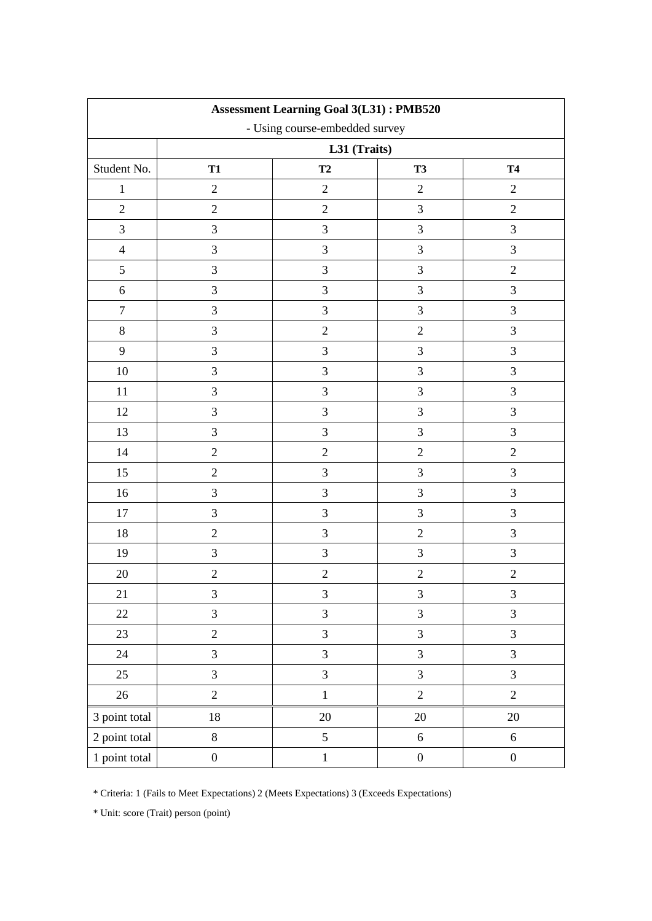| Assessment Learning Goal 3(L31) : PMB520<br>- Using course-embedded survey | | | | |
|---|---|---|---|---|
| | **L31 (Traits)** | | | |
| Student No. | **T1** | **T2** | **T3** | **T4** |
| 1 | 2 | 2 | 2 | 2 |
| 2 | 2 | 2 | 3 | 2 |
| 3 | 3 | 3 | 3 | 3 |
| 4 | 3 | 3 | 3 | 3 |
| 5 | 3 | 3 | 3 | 2 |
| 6 | 3 | 3 | 3 | 3 |
| 7 | 3 | 3 | 3 | 3 |
| 8 | 3 | 2 | 2 | 3 |
| 9 | 3 | 3 | 3 | 3 |
| 10 | 3 | 3 | 3 | 3 |
| 11 | 3 | 3 | 3 | 3 |
| 12 | 3 | 3 | 3 | 3 |
| 13 | 3 | 3 | 3 | 3 |
| 14 | 2 | 2 | 2 | 2 |
| 15 | 2 | 3 | 3 | 3 |
| 16 | 3 | 3 | 3 | 3 |
| 17 | 3 | 3 | 3 | 3 |
| 18 | 2 | 3 | 2 | 3 |
| 19 | 3 | 3 | 3 | 3 |
| 20 | 2 | 2 | 2 | 2 |
| 21 | 3 | 3 | 3 | 3 |
| 22 | 3 | 3 | 3 | 3 |
| 23 | 2 | 3 | 3 | 3 |
| 24 | 3 | 3 | 3 | 3 |
| 25 | 3 | 3 | 3 | 3 |
| 26 | 2 | 1 | 2 | 2 |
| 3 point total | 18 | 20 | 20 | 20 |
| 2 point total | 8 | 5 | 6 | 6 |
| 1 point total | 0 | 1 | 0 | 0 |

* Criteria: 1 (Fails to Meet Expectations) 2 (Meets Expectations) 3 (Exceeds Expectations)

* Unit: score (Trait) person (point)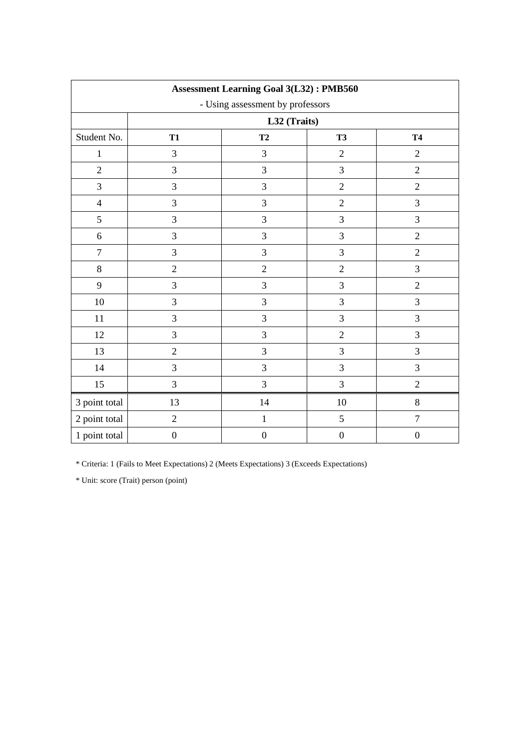| **Assessment Learning Goal 3(L32) : PMB560**<br>- Using assessment by professors | | | | |
|---|---|---|---|---|
| | **L32 (Traits)** | | | |
| Student No. | **T1** | **T2** | **T3** | **T4** |
| 1 | 3 | 3 | 2 | 2 |
| 2 | 3 | 3 | 3 | 2 |
| 3 | 3 | 3 | 2 | 2 |
| 4 | 3 | 3 | 2 | 3 |
| 5 | 3 | 3 | 3 | 3 |
| 6 | 3 | 3 | 3 | 2 |
| 7 | 3 | 3 | 3 | 2 |
| 8 | 2 | 2 | 2 | 3 |
| 9 | 3 | 3 | 3 | 2 |
| 10 | 3 | 3 | 3 | 3 |
| 11 | 3 | 3 | 3 | 3 |
| 12 | 3 | 3 | 2 | 3 |
| 13 | 2 | 3 | 3 | 3 |
| 14 | 3 | 3 | 3 | 3 |
| 15 | 3 | 3 | 3 | 2 |
| 3 point total | 13 | 14 | 10 | 8 |
| 2 point total | 2 | 1 | 5 | 7 |
| 1 point total | 0 | 0 | 0 | 0 |

* Criteria: 1 (Fails to Meet Expectations) 2 (Meets Expectations) 3 (Exceeds Expectations)

* Unit: score (Trait) person (point)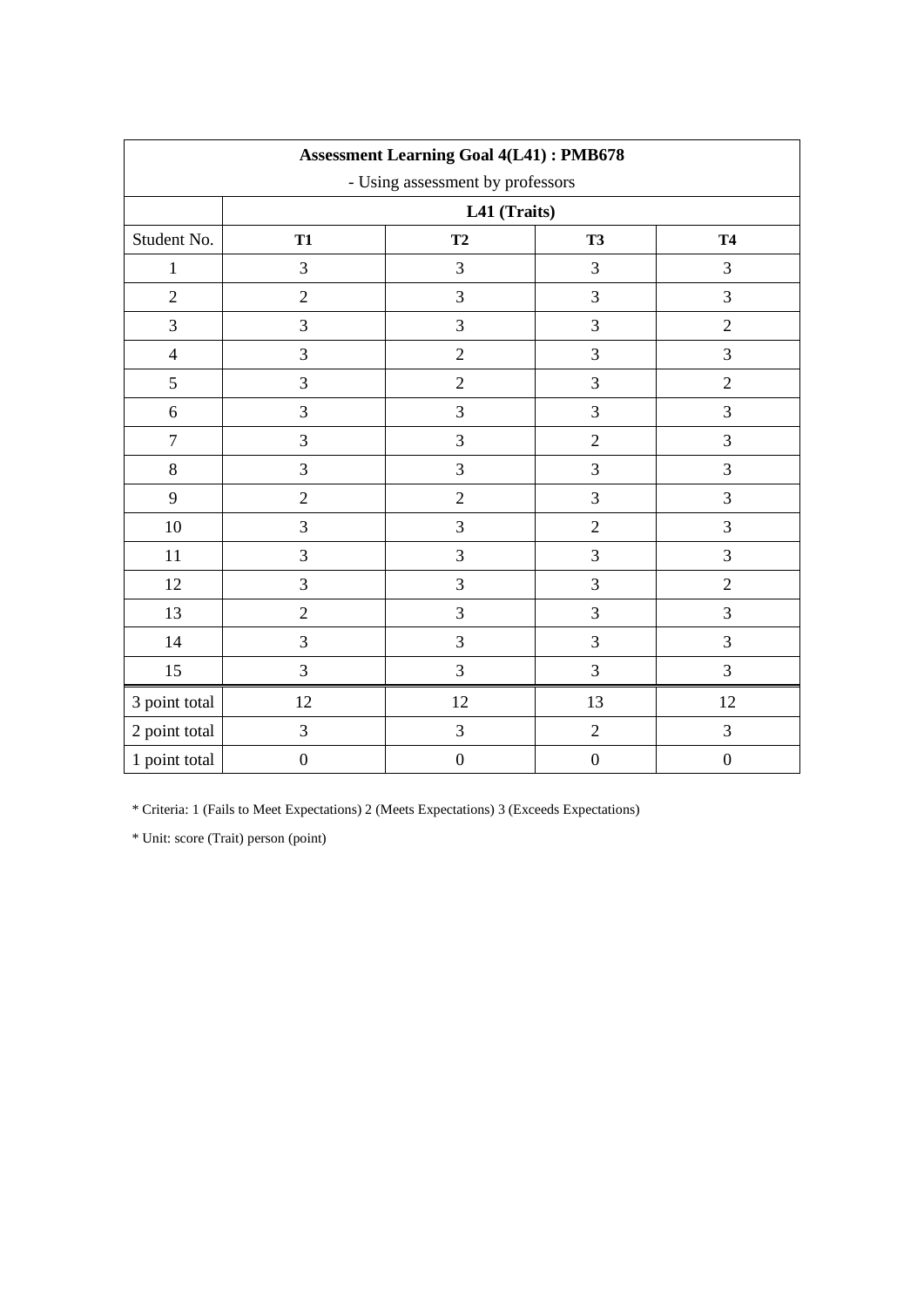| Assessment Learning Goal 4(L41) : PMB678 | | | | |
|---|---|---|---|---|
| - Using assessment by professors | | | | |
| | L41 (Traits) | | | |
| Student No. | **T1** | **T2** | **T3** | **T4** |
| 1 | 3 | 3 | 3 | 3 |
| 2 | 2 | 3 | 3 | 3 |
| 3 | 3 | 3 | 3 | 2 |
| 4 | 3 | 2 | 3 | 3 |
| 5 | 3 | 2 | 3 | 2 |
| 6 | 3 | 3 | 3 | 3 |
| 7 | 3 | 3 | 2 | 3 |
| 8 | 3 | 3 | 3 | 3 |
| 9 | 2 | 2 | 3 | 3 |
| 10 | 3 | 3 | 2 | 3 |
| 11 | 3 | 3 | 3 | 3 |
| 12 | 3 | 3 | 3 | 2 |
| 13 | 2 | 3 | 3 | 3 |
| 14 | 3 | 3 | 3 | 3 |
| 15 | 3 | 3 | 3 | 3 |
| 3 point total | 12 | 12 | 13 | 12 |
| 2 point total | 3 | 3 | 2 | 3 |
| 1 point total | 0 | 0 | 0 | 0 |

* Criteria: 1 (Fails to Meet Expectations) 2 (Meets Expectations) 3 (Exceeds Expectations)

* Unit: score (Trait) person (point)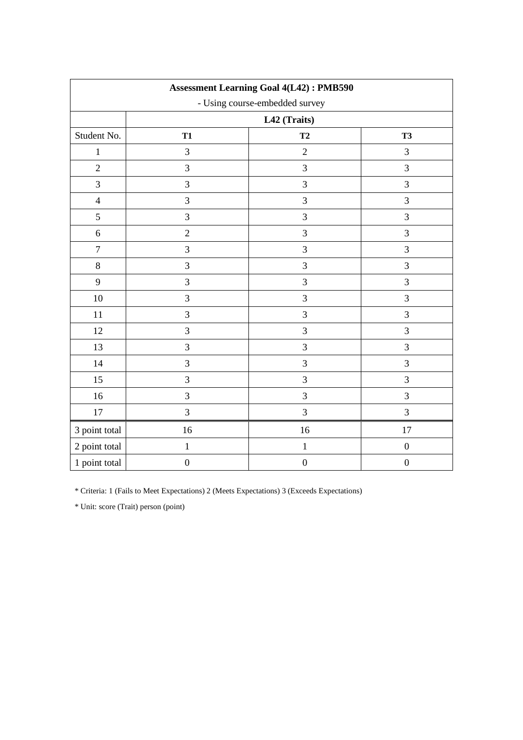| Assessment Learning Goal 4(L42) : PMB590<br>- Using course-embedded survey | | | |
|---|---|---|---|
| | **L42 (Traits)** | | |
| Student No. | **T1** | **T2** | **T3** |
| 1 | 3 | 2 | 3 |
| 2 | 3 | 3 | 3 |
| 3 | 3 | 3 | 3 |
| 4 | 3 | 3 | 3 |
| 5 | 3 | 3 | 3 |
| 6 | 2 | 3 | 3 |
| 7 | 3 | 3 | 3 |
| 8 | 3 | 3 | 3 |
| 9 | 3 | 3 | 3 |
| 10 | 3 | 3 | 3 |
| 11 | 3 | 3 | 3 |
| 12 | 3 | 3 | 3 |
| 13 | 3 | 3 | 3 |
| 14 | 3 | 3 | 3 |
| 15 | 3 | 3 | 3 |
| 16 | 3 | 3 | 3 |
| 17 | 3 | 3 | 3 |
| 3 point total | 16 | 16 | 17 |
| 2 point total | 1 | 1 | 0 |
| 1 point total | 0 | 0 | 0 |

* Criteria: 1 (Fails to Meet Expectations) 2 (Meets Expectations) 3 (Exceeds Expectations)

* Unit: score (Trait) person (point)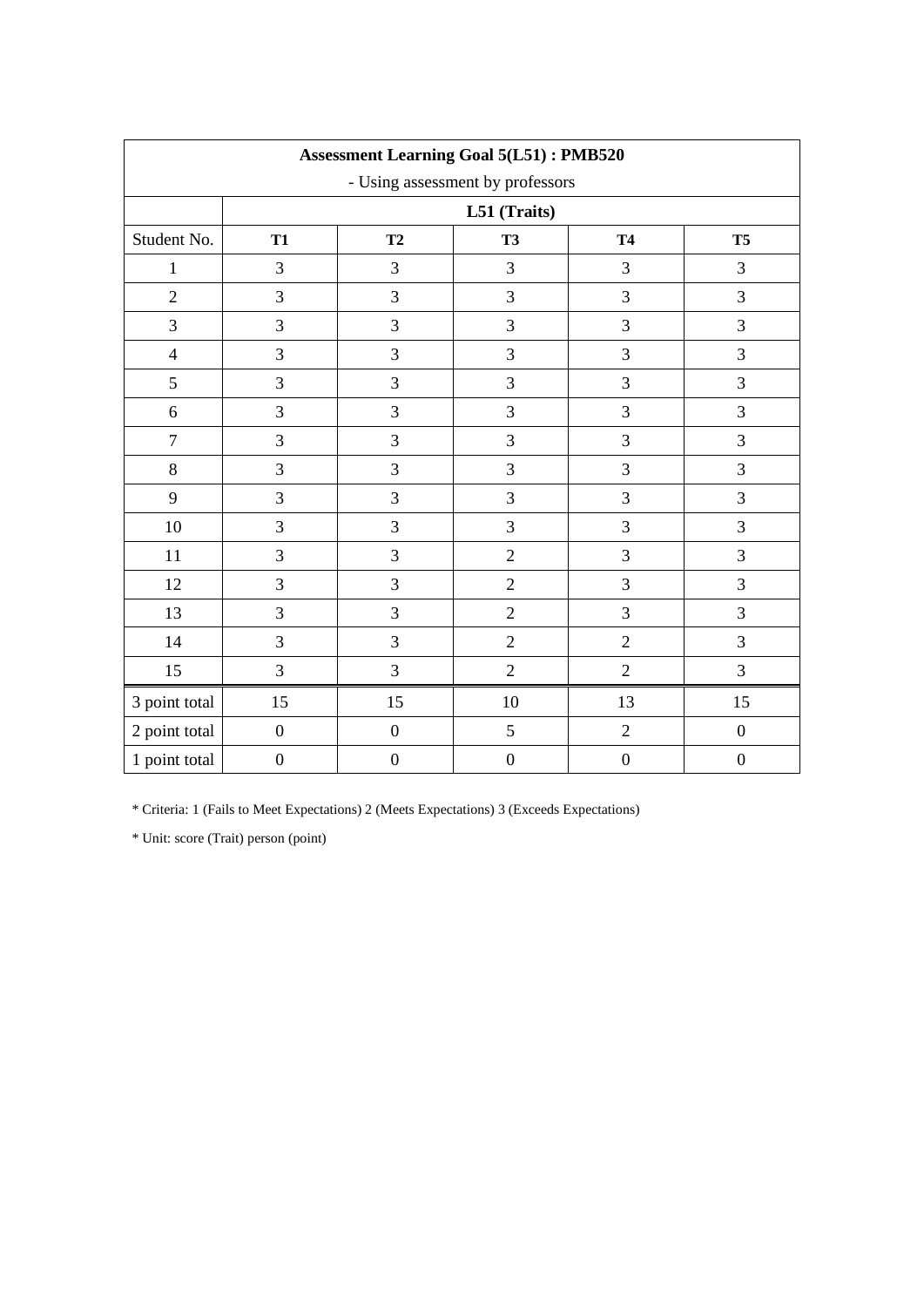| Assessment Learning Goal 5(L51) : PMB520<br>- Using assessment by professors | | | | | |
|---|---|---|---|---|---|
| | **L51 (Traits)** | | | | |
| Student No. | **T1** | **T2** | **T3** | **T4** | **T5** |
| 1 | 3 | 3 | 3 | 3 | 3 |
| 2 | 3 | 3 | 3 | 3 | 3 |
| 3 | 3 | 3 | 3 | 3 | 3 |
| 4 | 3 | 3 | 3 | 3 | 3 |
| 5 | 3 | 3 | 3 | 3 | 3 |
| 6 | 3 | 3 | 3 | 3 | 3 |
| 7 | 3 | 3 | 3 | 3 | 3 |
| 8 | 3 | 3 | 3 | 3 | 3 |
| 9 | 3 | 3 | 3 | 3 | 3 |
| 10 | 3 | 3 | 3 | 3 | 3 |
| 11 | 3 | 3 | 2 | 3 | 3 |
| 12 | 3 | 3 | 2 | 3 | 3 |
| 13 | 3 | 3 | 2 | 3 | 3 |
| 14 | 3 | 3 | 2 | 2 | 3 |
| 15 | 3 | 3 | 2 | 2 | 3 |
| 3 point total | 15 | 15 | 10 | 13 | 15 |
| 2 point total | 0 | 0 | 5 | 2 | 0 |
| 1 point total | 0 | 0 | 0 | 0 | 0 |

* Criteria: 1 (Fails to Meet Expectations) 2 (Meets Expectations) 3 (Exceeds Expectations)

* Unit: score (Trait) person (point)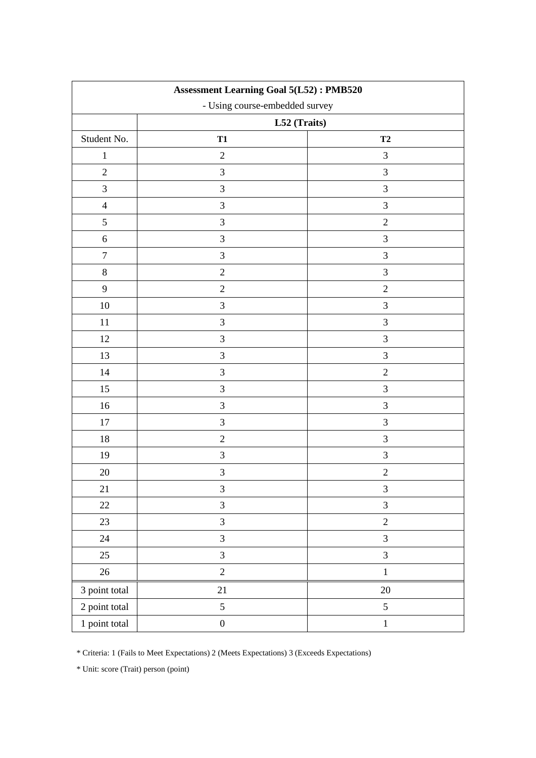| Assessment Learning Goal 5(L52) : PMB520 - Using course-embedded survey | | |
|---|---|---|
| | **L52 (Traits)** | |
| Student No. | **T1** | **T2** |
| 1 | 2 | 3 |
| 2 | 3 | 3 |
| 3 | 3 | 3 |
| 4 | 3 | 3 |
| 5 | 3 | 2 |
| 6 | 3 | 3 |
| 7 | 3 | 3 |
| 8 | 2 | 3 |
| 9 | 2 | 2 |
| 10 | 3 | 3 |
| 11 | 3 | 3 |
| 12 | 3 | 3 |
| 13 | 3 | 3 |
| 14 | 3 | 2 |
| 15 | 3 | 3 |
| 16 | 3 | 3 |
| 17 | 3 | 3 |
| 18 | 2 | 3 |
| 19 | 3 | 3 |
| 20 | 3 | 2 |
| 21 | 3 | 3 |
| 22 | 3 | 3 |
| 23 | 3 | 2 |
| 24 | 3 | 3 |
| 25 | 3 | 3 |
| 26 | 2 | 1 |
| 3 point total | 21 | 20 |
| 2 point total | 5 | 5 |
| 1 point total | 0 | 1 |

* Criteria: 1 (Fails to Meet Expectations) 2 (Meets Expectations) 3 (Exceeds Expectations)

* Unit: score (Trait) person (point)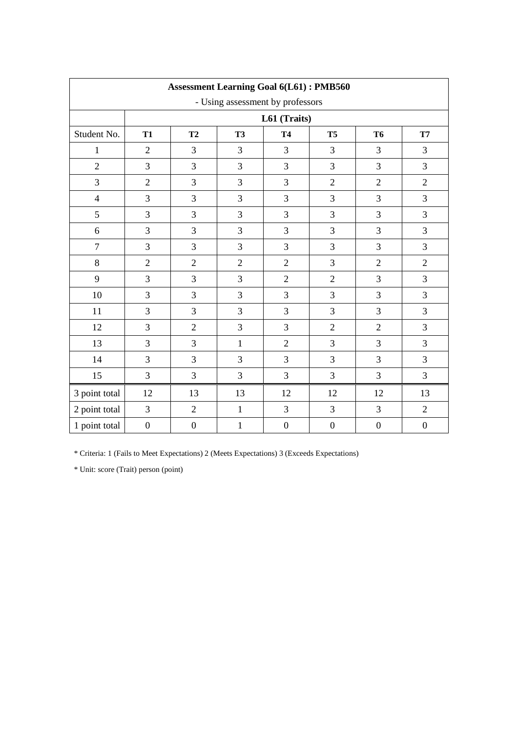| Assessment Learning Goal 6(L61) : PMB560 | | | | | | | |
|---|---|---|---|---|---|---|---|
| - Using assessment by professors | | | | | | | |
| | L61 (Traits) | | | | | | |
| Student No. | **T1** | **T2** | **T3** | **T4** | **T5** | **T6** | **T7** |
| 1 | 2 | 3 | 3 | 3 | 3 | 3 | 3 |
| 2 | 3 | 3 | 3 | 3 | 3 | 3 | 3 |
| 3 | 2 | 3 | 3 | 3 | 2 | 2 | 2 |
| 4 | 3 | 3 | 3 | 3 | 3 | 3 | 3 |
| 5 | 3 | 3 | 3 | 3 | 3 | 3 | 3 |
| 6 | 3 | 3 | 3 | 3 | 3 | 3 | 3 |
| 7 | 3 | 3 | 3 | 3 | 3 | 3 | 3 |
| 8 | 2 | 2 | 2 | 2 | 3 | 2 | 2 |
| 9 | 3 | 3 | 3 | 2 | 2 | 3 | 3 |
| 10 | 3 | 3 | 3 | 3 | 3 | 3 | 3 |
| 11 | 3 | 3 | 3 | 3 | 3 | 3 | 3 |
| 12 | 3 | 2 | 3 | 3 | 2 | 2 | 3 |
| 13 | 3 | 3 | 1 | 2 | 3 | 3 | 3 |
| 14 | 3 | 3 | 3 | 3 | 3 | 3 | 3 |
| 15 | 3 | 3 | 3 | 3 | 3 | 3 | 3 |
| 3 point total | 12 | 13 | 13 | 12 | 12 | 12 | 13 |
| 2 point total | 3 | 2 | 1 | 3 | 3 | 3 | 2 |
| 1 point total | 0 | 0 | 1 | 0 | 0 | 0 | 0 |

* Criteria: 1 (Fails to Meet Expectations) 2 (Meets Expectations) 3 (Exceeds Expectations)

* Unit: score (Trait) person (point)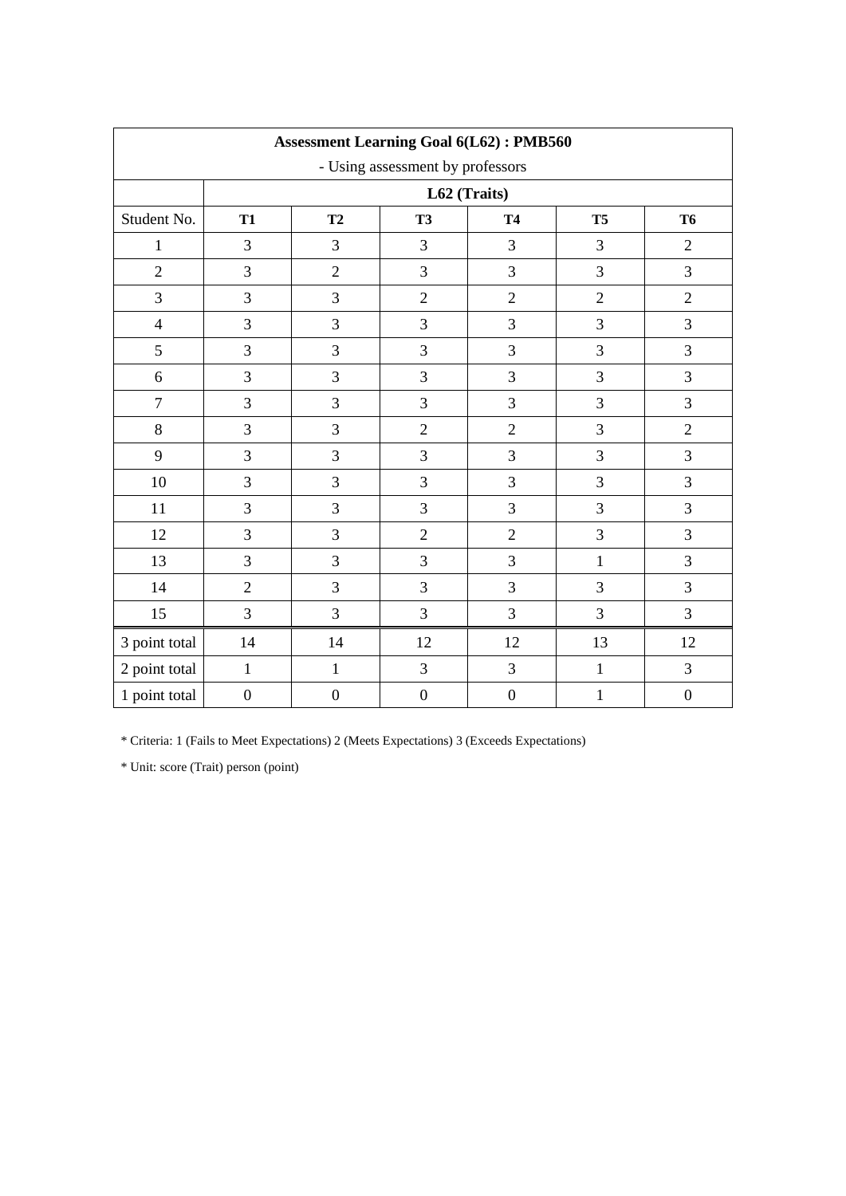| Assessment Learning Goal 6(L62) : PMB560 - Using assessment by professors | | | | | | |
|---|---|---|---|---|---|---|
| | L62 (Traits) | | | | | |
| Student No. | **T1** | **T2** | **T3** | **T4** | **T5** | **T6** |
| 1 | 3 | 3 | 3 | 3 | 3 | 2 |
| 2 | 3 | 2 | 3 | 3 | 3 | 3 |
| 3 | 3 | 3 | 2 | 2 | 2 | 2 |
| 4 | 3 | 3 | 3 | 3 | 3 | 3 |
| 5 | 3 | 3 | 3 | 3 | 3 | 3 |
| 6 | 3 | 3 | 3 | 3 | 3 | 3 |
| 7 | 3 | 3 | 3 | 3 | 3 | 3 |
| 8 | 3 | 3 | 2 | 2 | 3 | 2 |
| 9 | 3 | 3 | 3 | 3 | 3 | 3 |
| 10 | 3 | 3 | 3 | 3 | 3 | 3 |
| 11 | 3 | 3 | 3 | 3 | 3 | 3 |
| 12 | 3 | 3 | 2 | 2 | 3 | 3 |
| 13 | 3 | 3 | 3 | 3 | 1 | 3 |
| 14 | 2 | 3 | 3 | 3 | 3 | 3 |
| 15 | 3 | 3 | 3 | 3 | 3 | 3 |
| 3 point total | 14 | 14 | 12 | 12 | 13 | 12 |
| 2 point total | 1 | 1 | 3 | 3 | 1 | 3 |
| 1 point total | 0 | 0 | 0 | 0 | 1 | 0 |

* Criteria: 1 (Fails to Meet Expectations) 2 (Meets Expectations) 3 (Exceeds Expectations)

* Unit: score (Trait) person (point)